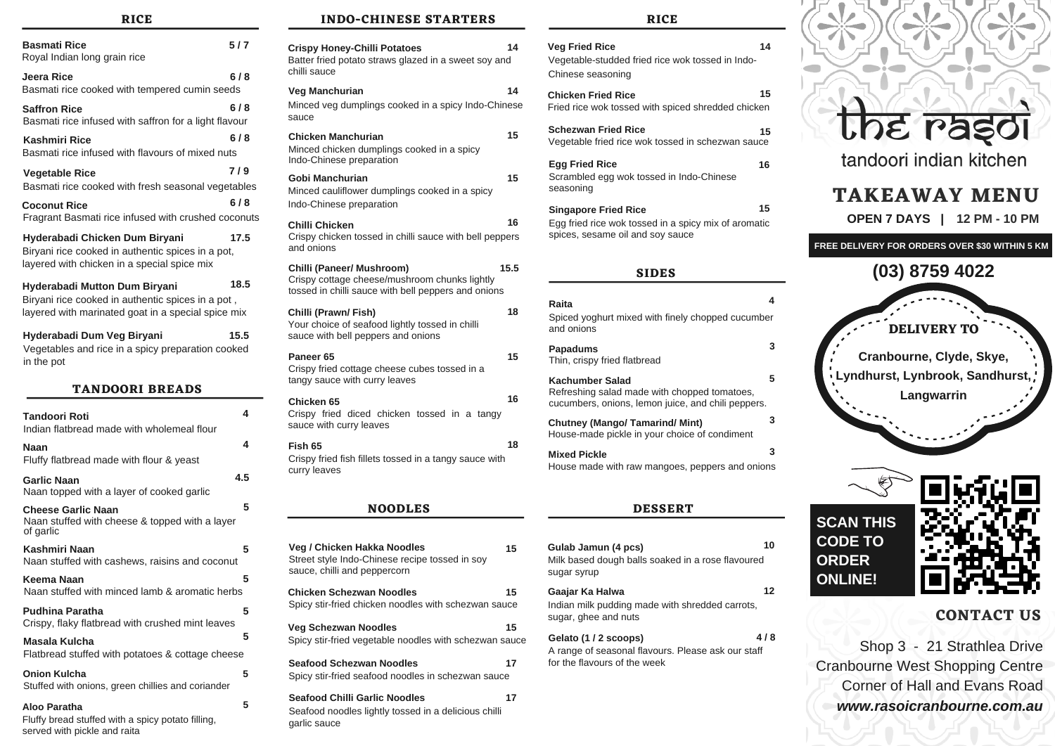## RICE

**Basmati Rice** 5 / 7
Royal Indian long grain rice

**Jeera Rice** 6 / 8
Basmati rice cooked with tempered cumin seeds

**Saffron Rice** 6 / 8
Basmati rice infused with saffron for a light flavour

**Kashmiri Rice** 6 / 8
Basmati rice infused with flavours of mixed nuts

**Vegetable Rice** 7 / 9
Basmati rice cooked with fresh seasonal vegetables

**Coconut Rice** 6 / 8
Fragrant Basmati rice infused with crushed coconuts

**Hyderabadi Chicken Dum Biryani** 17.5
Biryani rice cooked in authentic spices in a pot, layered with chicken in a special spice mix

**Hyderabadi Mutton Dum Biryani** 18.5
Biryani rice cooked in authentic spices in a pot , layered with marinated goat in a special spice mix

**Hyderabadi Dum Veg Biryani** 15.5
Vegetables and rice in a spicy preparation cooked in the pot

## TANDOORI BREADS

**Tandoori Roti** 4
Indian flatbread made with wholemeal flour

**Naan** 4
Fluffy flatbread made with flour & yeast

**Garlic Naan** 4.5
Naan topped with a layer of cooked garlic

**Cheese Garlic Naan** 5
Naan stuffed with cheese & topped with a layer of garlic

**Kashmiri Naan** 5
Naan stuffed with cashews, raisins and coconut

**Keema Naan** 5
Naan stuffed with minced lamb & aromatic herbs

**Pudhina Paratha** 5
Crispy, flaky flatbread with crushed mint leaves

**Masala Kulcha** 5
Flatbread stuffed with potatoes & cottage cheese

**Onion Kulcha** 5
Stuffed with onions, green chillies and coriander

**Aloo Paratha** 5
Fluffy bread stuffed with a spicy potato filling, served with pickle and raita

## INDO-CHINESE STARTERS

**Crispy Honey-Chilli Potatoes** 14
Batter fried potato straws glazed in a sweet soy and chilli sauce

**Veg Manchurian** 14
Minced veg dumplings cooked in a spicy Indo-Chinese sauce

**Chicken Manchurian** 15
Minced chicken dumplings cooked in a spicy Indo-Chinese preparation

**Gobi Manchurian** 15
Minced cauliflower dumplings cooked in a spicy Indo-Chinese preparation

**Chilli Chicken** 16
Crispy chicken tossed in chilli sauce with bell peppers and onions

**Chilli (Paneer/ Mushroom)** 15.5
Crispy cottage cheese/mushroom chunks lightly tossed in chilli sauce with bell peppers and onions

**Chilli (Prawn/ Fish)** 18
Your choice of seafood lightly tossed in chilli sauce with bell peppers and onions

**Paneer 65** 15
Crispy fried cottage cheese cubes tossed in a tangy sauce with curry leaves

**Chicken 65** 16
Crispy fried diced chicken tossed in a tangy sauce with curry leaves

**Fish 65** 18
Crispy fried fish fillets tossed in a tangy sauce with curry leaves

## NOODLES

**Veg / Chicken Hakka Noodles** 15
Street style Indo-Chinese recipe tossed in soy sauce, chilli and peppercorn

**Chicken Schezwan Noodles** 15
Spicy stir-fried chicken noodles with schezwan sauce

**Veg Schezwan Noodles** 15
Spicy stir-fried vegetable noodles with schezwan sauce

**Seafood Schezwan Noodles** 17
Spicy stir-fried seafood noodles in schezwan sauce

**Seafood Chilli Garlic Noodles** 17
Seafood noodles lightly tossed in a delicious chilli garlic sauce

## RICE

**Veg Fried Rice** 14
Vegetable-studded fried rice wok tossed in Indo-Chinese seasoning

**Chicken Fried Rice** 15
Fried rice wok tossed with spiced shredded chicken

**Schezwan Fried Rice** 15
Vegetable fried rice wok tossed in schezwan sauce

**Egg Fried Rice** 16
Scrambled egg wok tossed in Indo-Chinese seasoning

**Singapore Fried Rice** 15
Egg fried rice wok tossed in a spicy mix of aromatic spices, sesame oil and soy sauce

## SIDES

**Raita** 4
Spiced yoghurt mixed with finely chopped cucumber and onions

**Papadums** 3
Thin, crispy fried flatbread

**Kachumber Salad** 5
Refreshing salad made with chopped tomatoes, cucumbers, onions, lemon juice, and chili peppers.

**Chutney (Mango/ Tamarind/ Mint)** 3
House-made pickle in your choice of condiment

**Mixed Pickle** 3
House made with raw mangoes, peppers and onions

## DESSERT

**Gulab Jamun (4 pcs)** 10
Milk based dough balls soaked in a rose flavoured sugar syrup

**Gaajar Ka Halwa** 12
Indian milk pudding made with shredded carrots, sugar, ghee and nuts

**Gelato (1 / 2 scoops)** 4 / 8
A range of seasonal flavours. Please ask our staff for the flavours of the week

# the rasoi

tandoori indian kitchen

## TAKEAWAY MENU

**OPEN 7 DAYS | 12 PM - 10 PM**

**FREE DELIVERY FOR ORDERS OVER $30 WITHIN 5 KM**

**(03) 8759 4022**

### DELIVERY TO

**Cranbourne, Clyde, Skye, Lyndhurst, Lynbrook, Sandhurst, Langwarrin**

**SCAN THIS CODE TO ORDER ONLINE!**

## CONTACT US

Shop 3 - 21 Strathlea Drive
Cranbourne West Shopping Centre
Corner of Hall and Evans Road
***www.rasoicranbourne.com.au***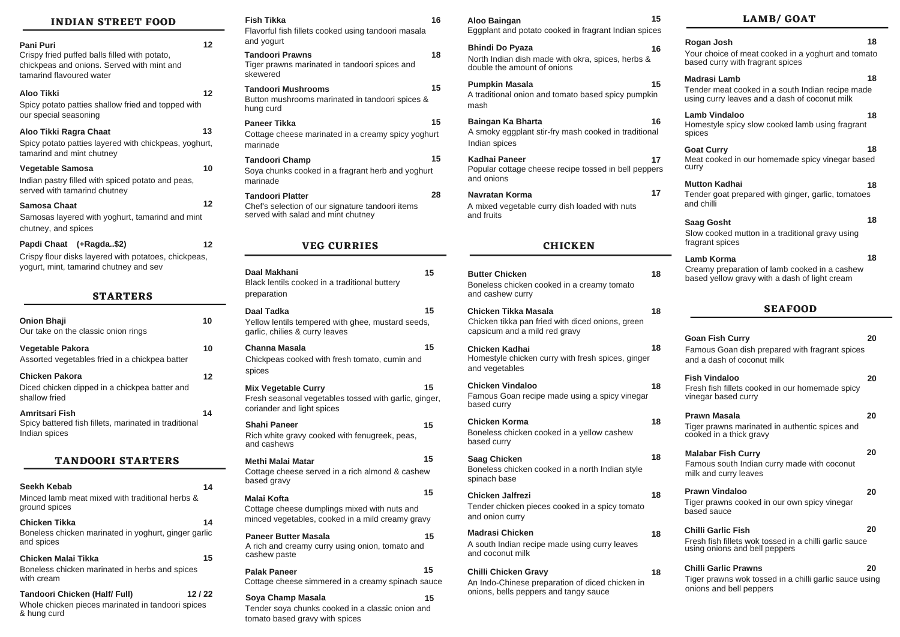## INDIAN STREET FOOD

**Pani Puri** 12
Crispy fried puffed balls filled with potato, chickpeas and onions. Served with mint and tamarind flavoured water

**Aloo Tikki** 12
Spicy potato patties shallow fried and topped with our special seasoning

**Aloo Tikki Ragra Chaat** 13
Spicy potato patties layered with chickpeas, yoghurt, tamarind and mint chutney

**Vegetable Samosa** 10
Indian pastry filled with spiced potato and peas, served with tamarind chutney

**Samosa Chaat** 12
Samosas layered with yoghurt, tamarind and mint chutney, and spices

**Papdi Chaat (+Ragda..$2)** 12
Crispy flour disks layered with potatoes, chickpeas, yogurt, mint, tamarind chutney and sev

## STARTERS

**Onion Bhaji** 10
Our take on the classic onion rings

**Vegetable Pakora** 10
Assorted vegetables fried in a chickpea batter

**Chicken Pakora** 12
Diced chicken dipped in a chickpea batter and shallow fried

**Amritsari Fish** 14
Spicy battered fish fillets, marinated in traditional Indian spices

## TANDOORI STARTERS

**Seekh Kebab** 14
Minced lamb meat mixed with traditional herbs & ground spices

**Chicken Tikka** 14
Boneless chicken marinated in yoghurt, ginger garlic and spices

**Chicken Malai Tikka** 15
Boneless chicken marinated in herbs and spices with cream

**Tandoori Chicken (Half/ Full)** 12 / 22
Whole chicken pieces marinated in tandoori spices & hung curd

**Fish Tikka** 16
Flavorful fish fillets cooked using tandoori masala and yogurt

**Tandoori Prawns** 18
Tiger prawns marinated in tandoori spices and skewered

**Tandoori Mushrooms** 15
Button mushrooms marinated in tandoori spices & hung curd

**Paneer Tikka** 15
Cottage cheese marinated in a creamy spicy yoghurt marinade

**Tandoori Champ** 15
Soya chunks cooked in a fragrant herb and yoghurt marinade

**Tandoori Platter** 28
Chef's selection of our signature tandoori items served with salad and mint chutney

## VEG CURRIES

**Daal Makhani** 15
Black lentils cooked in a traditional buttery preparation

**Daal Tadka** 15
Yellow lentils tempered with ghee, mustard seeds, garlic, chilies & curry leaves

**Channa Masala** 15
Chickpeas cooked with fresh tomato, cumin and spices

**Mix Vegetable Curry** 15
Fresh seasonal vegetables tossed with garlic, ginger, coriander and light spices

**Shahi Paneer** 15
Rich white gravy cooked with fenugreek, peas, and cashews

**Methi Malai Matar** 15
Cottage cheese served in a rich almond & cashew based gravy

**Malai Kofta** 15
Cottage cheese dumplings mixed with nuts and minced vegetables, cooked in a mild creamy gravy

**Paneer Butter Masala** 15
A rich and creamy curry using onion, tomato and cashew paste

**Palak Paneer** 15
Cottage cheese simmered in a creamy spinach sauce

**Soya Champ Masala** 15
Tender soya chunks cooked in a classic onion and tomato based gravy with spices

**Aloo Baingan** 15
Eggplant and potato cooked in fragrant Indian spices

**Bhindi Do Pyaza** 16
North Indian dish made with okra, spices, herbs & double the amount of onions

**Pumpkin Masala** 15
A traditional onion and tomato based spicy pumpkin mash

**Baingan Ka Bharta** 16
A smoky eggplant stir-fry mash cooked in traditional Indian spices

**Kadhai Paneer** 17
Popular cottage cheese recipe tossed in bell peppers and onions

**Navratan Korma** 17
A mixed vegetable curry dish loaded with nuts and fruits

## CHICKEN

**Butter Chicken** 18
Boneless chicken cooked in a creamy tomato and cashew curry

**Chicken Tikka Masala** 18
Chicken tikka pan fried with diced onions, green capsicum and a mild red gravy

**Chicken Kadhai** 18
Homestyle chicken curry with fresh spices, ginger and vegetables

**Chicken Vindaloo** 18
Famous Goan recipe made using a spicy vinegar based curry

**Chicken Korma** 18
Boneless chicken cooked in a yellow cashew based curry

**Saag Chicken** 18
Boneless chicken cooked in a north Indian style spinach base

**Chicken Jalfrezi** 18
Tender chicken pieces cooked in a spicy tomato and onion curry

**Madrasi Chicken** 18
A south Indian recipe made using curry leaves and coconut milk

**Chilli Chicken Gravy** 18
An Indo-Chinese preparation of diced chicken in onions, bells peppers and tangy sauce

## LAMB/ GOAT

**Rogan Josh** 18
Your choice of meat cooked in a yoghurt and tomato based curry with fragrant spices

**Madrasi Lamb** 18
Tender meat cooked in a south Indian recipe made using curry leaves and a dash of coconut milk

**Lamb Vindaloo** 18
Homestyle spicy slow cooked lamb using fragrant spices

**Goat Curry** 18
Meat cooked in our homemade spicy vinegar based curry

**Mutton Kadhai** 18
Tender goat prepared with ginger, garlic, tomatoes and chilli

**Saag Gosht** 18
Slow cooked mutton in a traditional gravy using fragrant spices

**Lamb Korma** 18
Creamy preparation of lamb cooked in a cashew based yellow gravy with a dash of light cream

## SEAFOOD

**Goan Fish Curry** 20
Famous Goan dish prepared with fragrant spices and a dash of coconut milk

**Fish Vindaloo** 20
Fresh fish fillets cooked in our homemade spicy vinegar based curry

**Prawn Masala** 20
Tiger prawns marinated in authentic spices and cooked in a thick gravy

**Malabar Fish Curry** 20
Famous south Indian curry made with coconut milk and curry leaves

**Prawn Vindaloo** 20
Tiger prawns cooked in our own spicy vinegar based sauce

**Chilli Garlic Fish** 20
Fresh fish fillets wok tossed in a chilli garlic sauce using onions and bell peppers

**Chilli Garlic Prawns** 20
Tiger prawns wok tossed in a chilli garlic sauce using onions and bell peppers